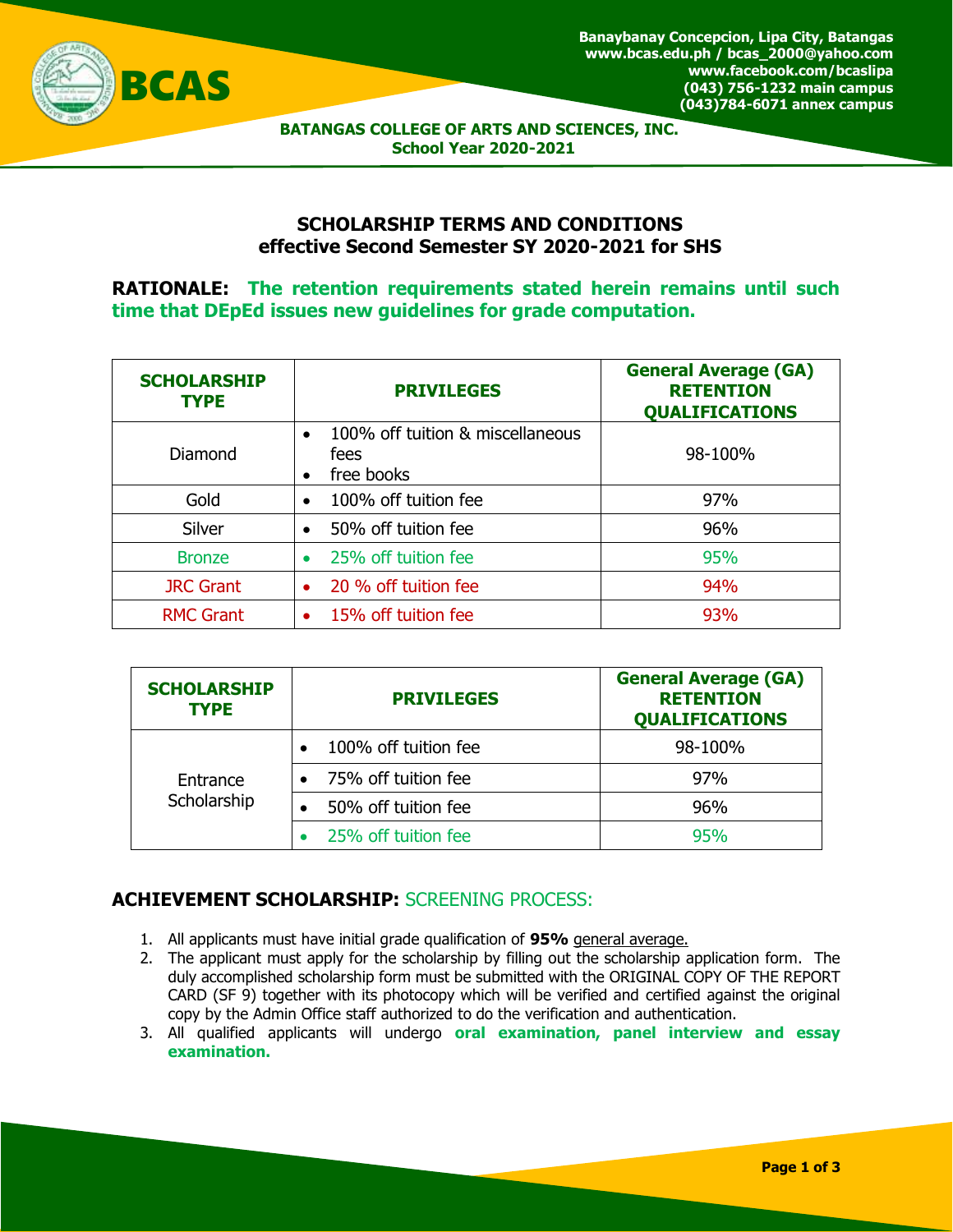Banaybanay Concepcion, Lipa City, Batangas
www.bcas.edu.ph / bcas_2000@yahoo.com
www.facebook.com/bcaslipa
(043) 756-1232 main campus
(043)784-6071 annex campus

**BATANGAS COLLEGE OF ARTS AND SCIENCES, INC.**
**School Year 2020-2021**

## SCHOLARSHIP TERMS AND CONDITIONS effective Second Semester SY 2020-2021 for SHS

**RATIONALE: The retention requirements stated herein remains until such time that DEpEd issues new guidelines for grade computation.**

| SCHOLARSHIP TYPE | PRIVILEGES | General Average (GA) RETENTION QUALIFICATIONS |
|---|---|---|
| Diamond | • 100% off tuition & miscellaneous fees<br>• free books | 98-100% |
| Gold | • 100% off tuition fee | 97% |
| Silver | • 50% off tuition fee | 96% |
| Bronze | • 25% off tuition fee | 95% |
| JRC Grant | • 20 % off tuition fee | 94% |
| RMC Grant | • 15% off tuition fee | 93% |

| SCHOLARSHIP TYPE | PRIVILEGES | General Average (GA) RETENTION QUALIFICATIONS |
|---|---|---|
| Entrance Scholarship | • 100% off tuition fee | 98-100% |
| | • 75% off tuition fee | 97% |
| | • 50% off tuition fee | 96% |
| | • 25% off tuition fee | 95% |

## ACHIEVEMENT SCHOLARSHIP: SCREENING PROCESS:

1. All applicants must have initial grade qualification of **95%** general average.
2. The applicant must apply for the scholarship by filling out the scholarship application form. The duly accomplished scholarship form must be submitted with the ORIGINAL COPY OF THE REPORT CARD (SF 9) together with its photocopy which will be verified and certified against the original copy by the Admin Office staff authorized to do the verification and authentication.
3. All qualified applicants will undergo **oral examination, panel interview and essay examination.**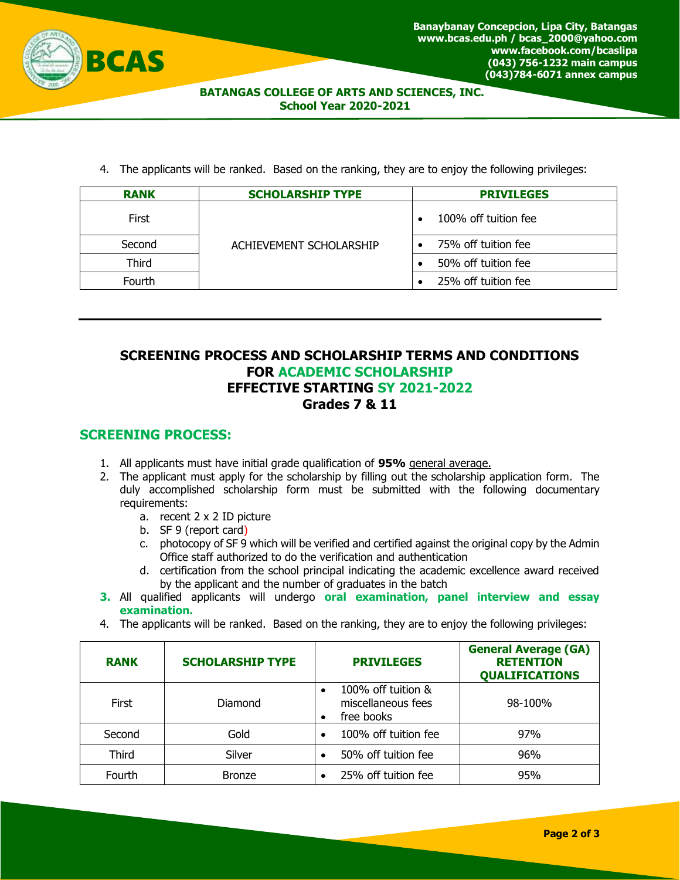4. The applicants will be ranked. Based on the ranking, they are to enjoy the following privileges:

| RANK | SCHOLARSHIP TYPE | PRIVILEGES |
| --- | --- | --- |
| First | ACHIEVEMENT SCHOLARSHIP | • 100% off tuition fee |
| Second | | • 75% off tuition fee |
| Third | | • 50% off tuition fee |
| Fourth | | • 25% off tuition fee |

---

## SCREENING PROCESS AND SCHOLARSHIP TERMS AND CONDITIONS FOR ACADEMIC SCHOLARSHIP EFFECTIVE STARTING SY 2021-2022 Grades 7 & 11

## SCREENING PROCESS:

1. All applicants must have initial grade qualification of **95%** general average.
2. The applicant must apply for the scholarship by filling out the scholarship application form. The duly accomplished scholarship form must be submitted with the following documentary requirements:
   a. recent 2 x 2 ID picture
   b. SF 9 (report card)
   c. photocopy of SF 9 which will be verified and certified against the original copy by the Admin Office staff authorized to do the verification and authentication
   d. certification from the school principal indicating the academic excellence award received by the applicant and the number of graduates in the batch
3. All qualified applicants will undergo **oral examination, panel interview and essay examination.**
4. The applicants will be ranked. Based on the ranking, they are to enjoy the following privileges:

| RANK | SCHOLARSHIP TYPE | PRIVILEGES | General Average (GA) RETENTION QUALIFICATIONS |
| --- | --- | --- | --- |
| First | Diamond | • 100% off tuition & miscellaneous fees<br>• free books | 98-100% |
| Second | Gold | • 100% off tuition fee | 97% |
| Third | Silver | • 50% off tuition fee | 96% |
| Fourth | Bronze | • 25% off tuition fee | 95% |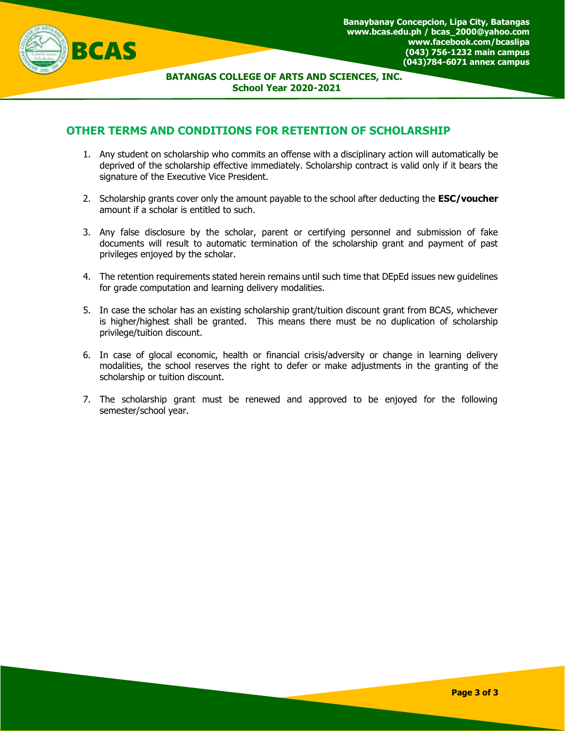## OTHER TERMS AND CONDITIONS FOR RETENTION OF SCHOLARSHIP

1. Any student on scholarship who commits an offense with a disciplinary action will automatically be deprived of the scholarship effective immediately. Scholarship contract is valid only if it bears the signature of the Executive Vice President.

2. Scholarship grants cover only the amount payable to the school after deducting the **ESC/voucher** amount if a scholar is entitled to such.

3. Any false disclosure by the scholar, parent or certifying personnel and submission of fake documents will result to automatic termination of the scholarship grant and payment of past privileges enjoyed by the scholar.

4. The retention requirements stated herein remains until such time that DEpEd issues new guidelines for grade computation and learning delivery modalities.

5. In case the scholar has an existing scholarship grant/tuition discount grant from BCAS, whichever is higher/highest shall be granted. This means there must be no duplication of scholarship privilege/tuition discount.

6. In case of glocal economic, health or financial crisis/adversity or change in learning delivery modalities, the school reserves the right to defer or make adjustments in the granting of the scholarship or tuition discount.

7. The scholarship grant must be renewed and approved to be enjoyed for the following semester/school year.